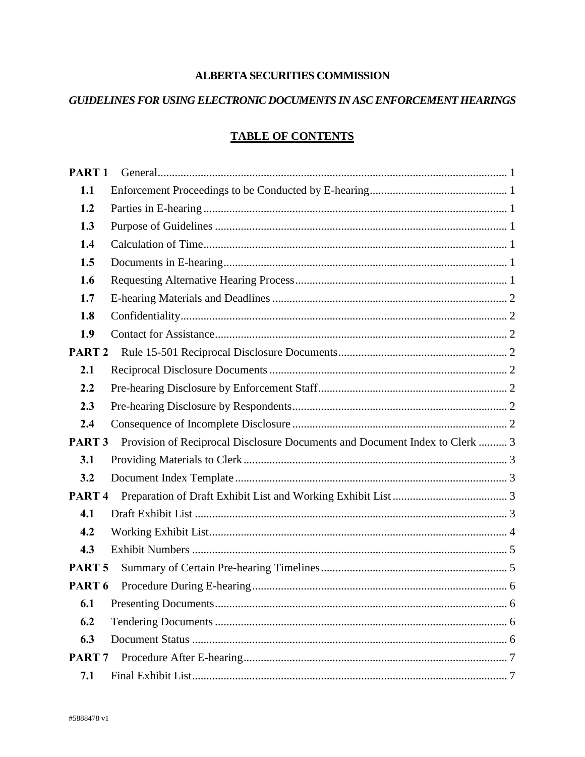**ALBERTA SECURITIES COMMISSION**

***GUIDELINES FOR USING ELECTRONIC DOCUMENTS IN ASC ENFORCEMENT HEARINGS***

**TABLE OF CONTENTS**

| | | |
|---|---|---|
| **PART 1** | General | 1 |
| **1.1** | Enforcement Proceedings to be Conducted by E-hearing | 1 |
| **1.2** | Parties in E-hearing | 1 |
| **1.3** | Purpose of Guidelines | 1 |
| **1.4** | Calculation of Time | 1 |
| **1.5** | Documents in E-hearing | 1 |
| **1.6** | Requesting Alternative Hearing Process | 1 |
| **1.7** | E-hearing Materials and Deadlines | 2 |
| **1.8** | Confidentiality | 2 |
| **1.9** | Contact for Assistance | 2 |
| **PART 2** | Rule 15-501 Reciprocal Disclosure Documents | 2 |
| **2.1** | Reciprocal Disclosure Documents | 2 |
| **2.2** | Pre-hearing Disclosure by Enforcement Staff | 2 |
| **2.3** | Pre-hearing Disclosure by Respondents | 2 |
| **2.4** | Consequence of Incomplete Disclosure | 2 |
| **PART 3** | Provision of Reciprocal Disclosure Documents and Document Index to Clerk | 3 |
| **3.1** | Providing Materials to Clerk | 3 |
| **3.2** | Document Index Template | 3 |
| **PART 4** | Preparation of Draft Exhibit List and Working Exhibit List | 3 |
| **4.1** | Draft Exhibit List | 3 |
| **4.2** | Working Exhibit List | 4 |
| **4.3** | Exhibit Numbers | 5 |
| **PART 5** | Summary of Certain Pre-hearing Timelines | 5 |
| **PART 6** | Procedure During E-hearing | 6 |
| **6.1** | Presenting Documents | 6 |
| **6.2** | Tendering Documents | 6 |
| **6.3** | Document Status | 6 |
| **PART 7** | Procedure After E-hearing | 7 |
| **7.1** | Final Exhibit List | 7 |

#5888478 v1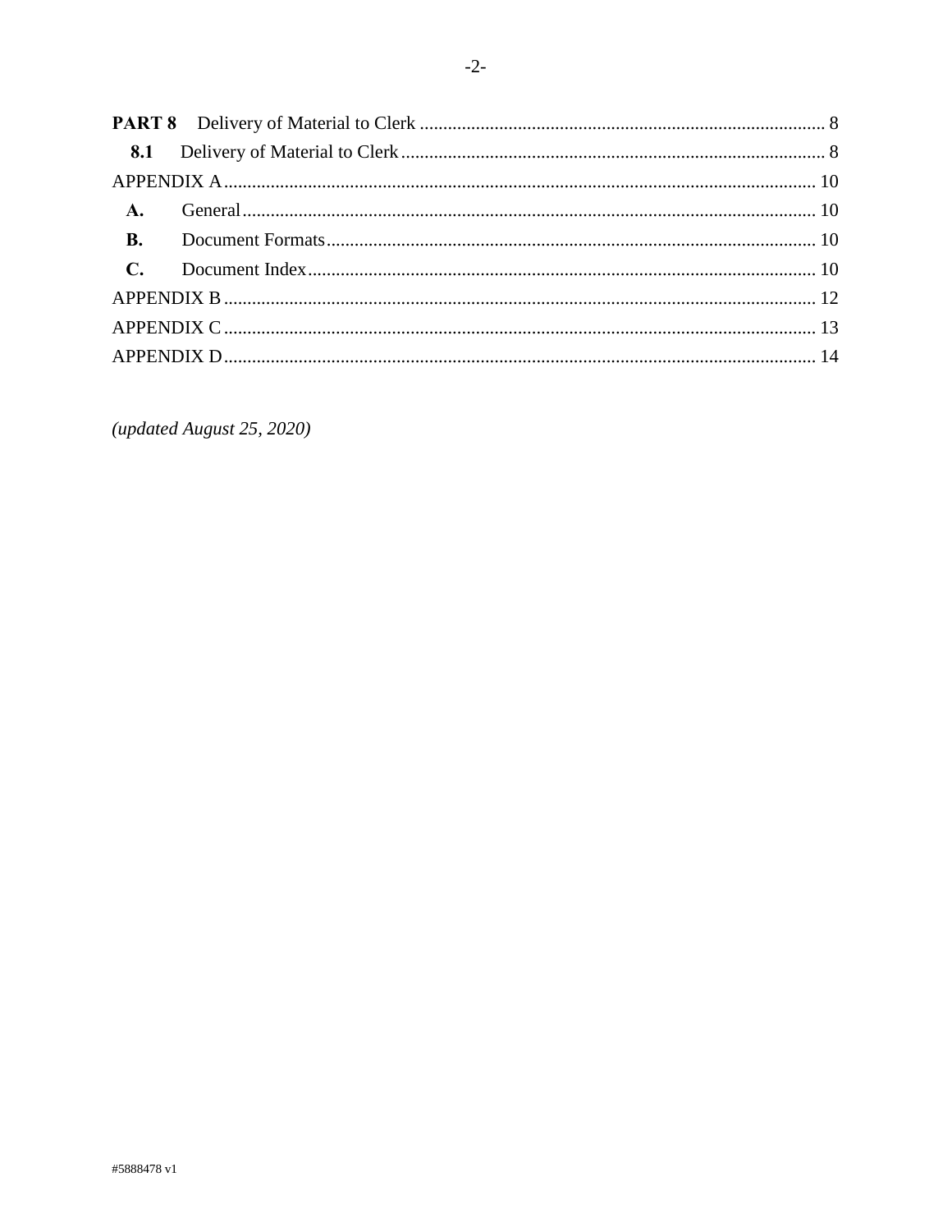**PART 8** Delivery of Material to Clerk ........ 8

**8.1** Delivery of Material to Clerk ........ 8

APPENDIX A ........ 10

**A.** General ........ 10

**B.** Document Formats ........ 10

**C.** Document Index ........ 10

APPENDIX B ........ 12

APPENDIX C ........ 13

APPENDIX D ........ 14

*(updated August 25, 2020)*

#5888478 v1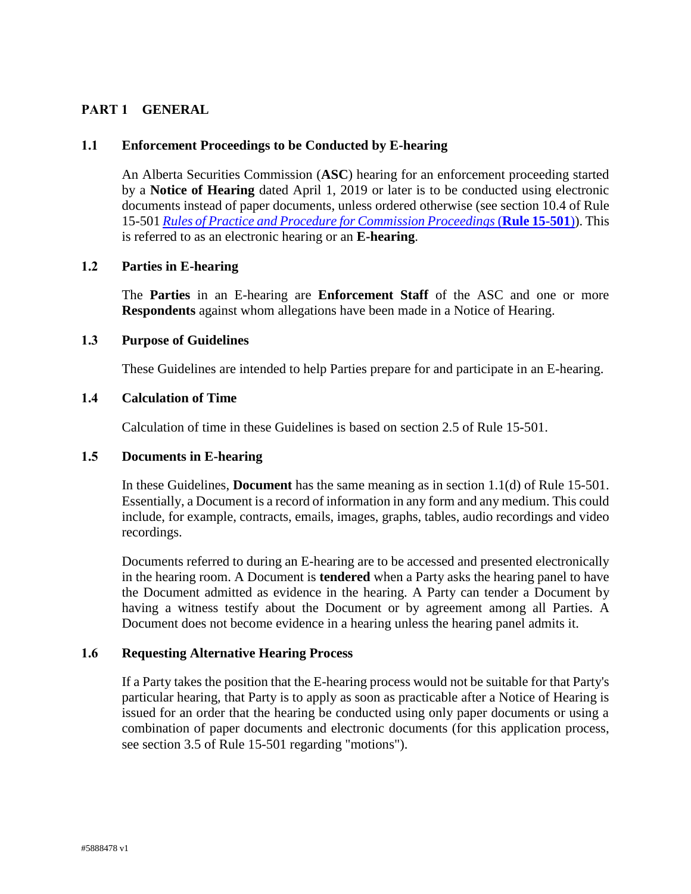## PART 1 GENERAL

### 1.1 Enforcement Proceedings to be Conducted by E-hearing

An Alberta Securities Commission (**ASC**) hearing for an enforcement proceeding started by a **Notice of Hearing** dated April 1, 2019 or later is to be conducted using electronic documents instead of paper documents, unless ordered otherwise (see section 10.4 of Rule 15-501 *Rules of Practice and Procedure for Commission Proceedings* (**Rule 15-501**)). This is referred to as an electronic hearing or an **E-hearing**.

### 1.2 Parties in E-hearing

The **Parties** in an E-hearing are **Enforcement Staff** of the ASC and one or more **Respondents** against whom allegations have been made in a Notice of Hearing.

### 1.3 Purpose of Guidelines

These Guidelines are intended to help Parties prepare for and participate in an E-hearing.

### 1.4 Calculation of Time

Calculation of time in these Guidelines is based on section 2.5 of Rule 15-501.

### 1.5 Documents in E-hearing

In these Guidelines, **Document** has the same meaning as in section 1.1(d) of Rule 15-501. Essentially, a Document is a record of information in any form and any medium. This could include, for example, contracts, emails, images, graphs, tables, audio recordings and video recordings.

Documents referred to during an E-hearing are to be accessed and presented electronically in the hearing room. A Document is **tendered** when a Party asks the hearing panel to have the Document admitted as evidence in the hearing. A Party can tender a Document by having a witness testify about the Document or by agreement among all Parties. A Document does not become evidence in a hearing unless the hearing panel admits it.

### 1.6 Requesting Alternative Hearing Process

If a Party takes the position that the E-hearing process would not be suitable for that Party's particular hearing, that Party is to apply as soon as practicable after a Notice of Hearing is issued for an order that the hearing be conducted using only paper documents or using a combination of paper documents and electronic documents (for this application process, see section 3.5 of Rule 15-501 regarding "motions").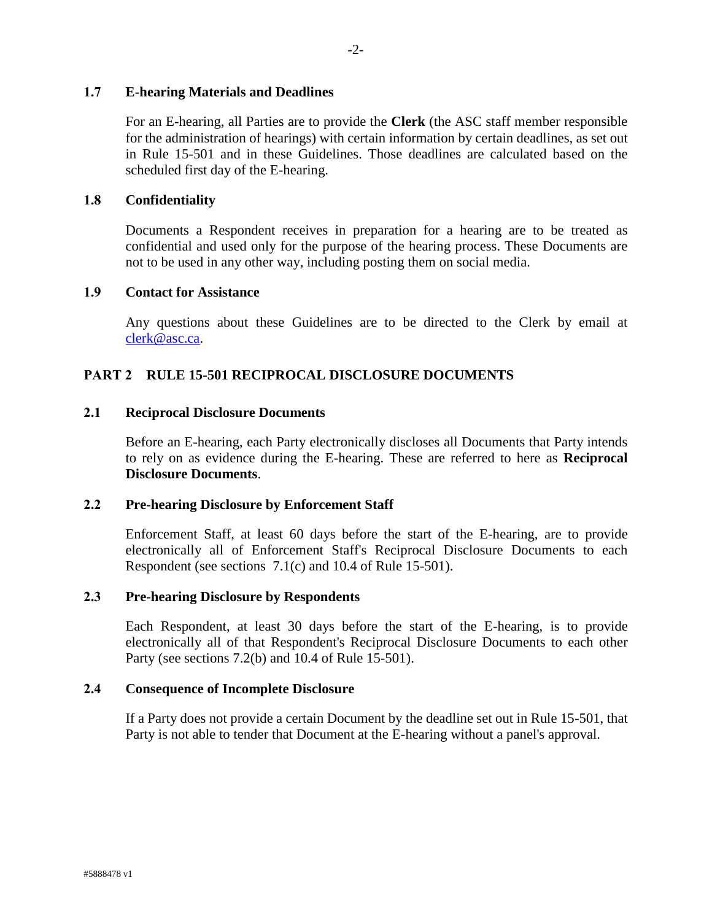### 1.7 E-hearing Materials and Deadlines

For an E-hearing, all Parties are to provide the **Clerk** (the ASC staff member responsible for the administration of hearings) with certain information by certain deadlines, as set out in Rule 15-501 and in these Guidelines. Those deadlines are calculated based on the scheduled first day of the E-hearing.

### 1.8 Confidentiality

Documents a Respondent receives in preparation for a hearing are to be treated as confidential and used only for the purpose of the hearing process. These Documents are not to be used in any other way, including posting them on social media.

### 1.9 Contact for Assistance

Any questions about these Guidelines are to be directed to the Clerk by email at clerk@asc.ca.

## PART 2 RULE 15-501 RECIPROCAL DISCLOSURE DOCUMENTS

### 2.1 Reciprocal Disclosure Documents

Before an E-hearing, each Party electronically discloses all Documents that Party intends to rely on as evidence during the E-hearing. These are referred to here as **Reciprocal Disclosure Documents**.

### 2.2 Pre-hearing Disclosure by Enforcement Staff

Enforcement Staff, at least 60 days before the start of the E-hearing, are to provide electronically all of Enforcement Staff's Reciprocal Disclosure Documents to each Respondent (see sections 7.1(c) and 10.4 of Rule 15-501).

### 2.3 Pre-hearing Disclosure by Respondents

Each Respondent, at least 30 days before the start of the E-hearing, is to provide electronically all of that Respondent's Reciprocal Disclosure Documents to each other Party (see sections 7.2(b) and 10.4 of Rule 15-501).

### 2.4 Consequence of Incomplete Disclosure

If a Party does not provide a certain Document by the deadline set out in Rule 15-501, that Party is not able to tender that Document at the E-hearing without a panel's approval.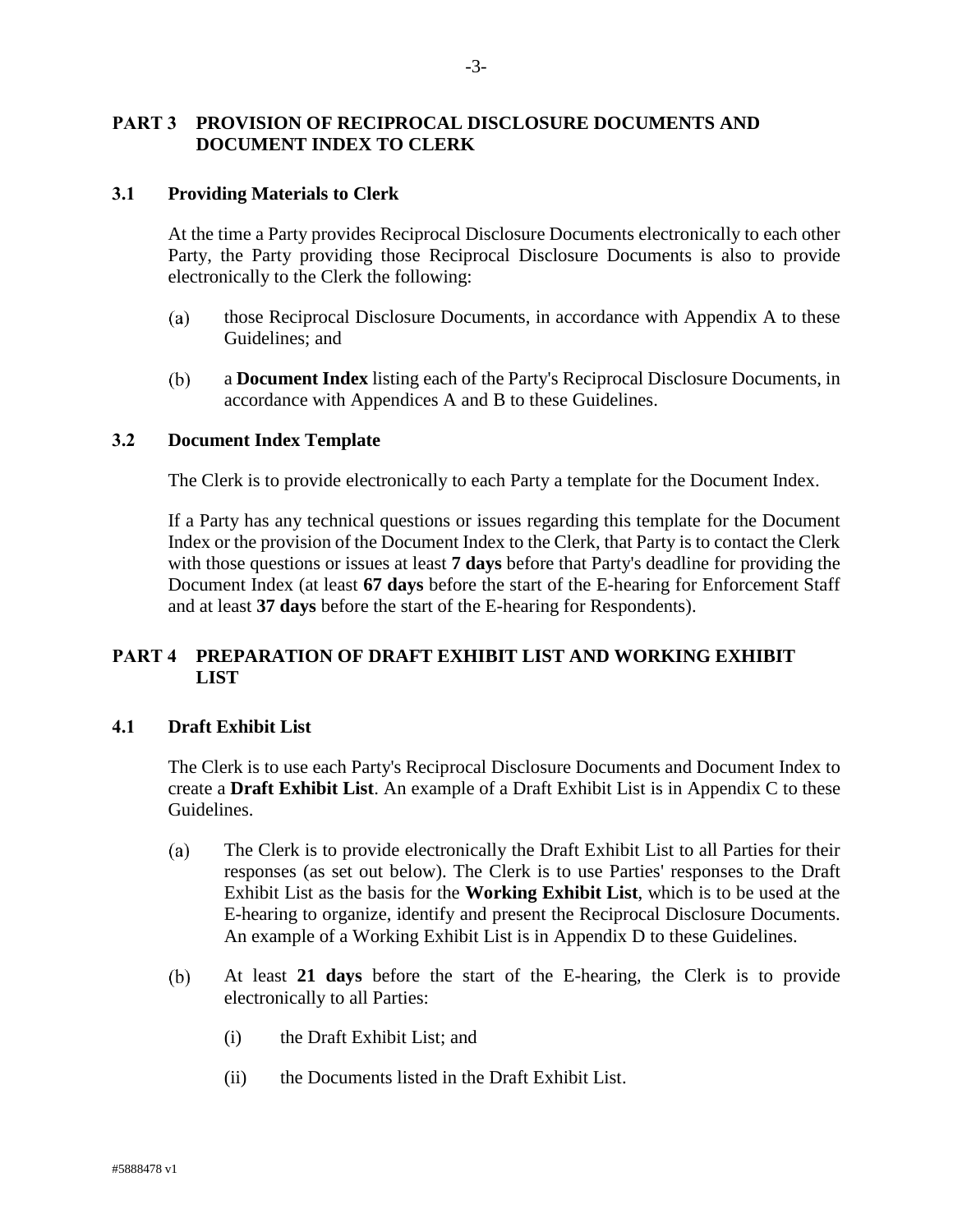## PART 3 PROVISION OF RECIPROCAL DISCLOSURE DOCUMENTS AND DOCUMENT INDEX TO CLERK

### 3.1 Providing Materials to Clerk

At the time a Party provides Reciprocal Disclosure Documents electronically to each other Party, the Party providing those Reciprocal Disclosure Documents is also to provide electronically to the Clerk the following:

(a) those Reciprocal Disclosure Documents, in accordance with Appendix A to these Guidelines; and

(b) a **Document Index** listing each of the Party's Reciprocal Disclosure Documents, in accordance with Appendices A and B to these Guidelines.

### 3.2 Document Index Template

The Clerk is to provide electronically to each Party a template for the Document Index.

If a Party has any technical questions or issues regarding this template for the Document Index or the provision of the Document Index to the Clerk, that Party is to contact the Clerk with those questions or issues at least **7 days** before that Party's deadline for providing the Document Index (at least **67 days** before the start of the E-hearing for Enforcement Staff and at least **37 days** before the start of the E-hearing for Respondents).

## PART 4 PREPARATION OF DRAFT EXHIBIT LIST AND WORKING EXHIBIT LIST

### 4.1 Draft Exhibit List

The Clerk is to use each Party's Reciprocal Disclosure Documents and Document Index to create a **Draft Exhibit List**. An example of a Draft Exhibit List is in Appendix C to these Guidelines.

(a) The Clerk is to provide electronically the Draft Exhibit List to all Parties for their responses (as set out below). The Clerk is to use Parties' responses to the Draft Exhibit List as the basis for the **Working Exhibit List**, which is to be used at the E-hearing to organize, identify and present the Reciprocal Disclosure Documents. An example of a Working Exhibit List is in Appendix D to these Guidelines.

(b) At least **21 days** before the start of the E-hearing, the Clerk is to provide electronically to all Parties:

   (i) the Draft Exhibit List; and

   (ii) the Documents listed in the Draft Exhibit List.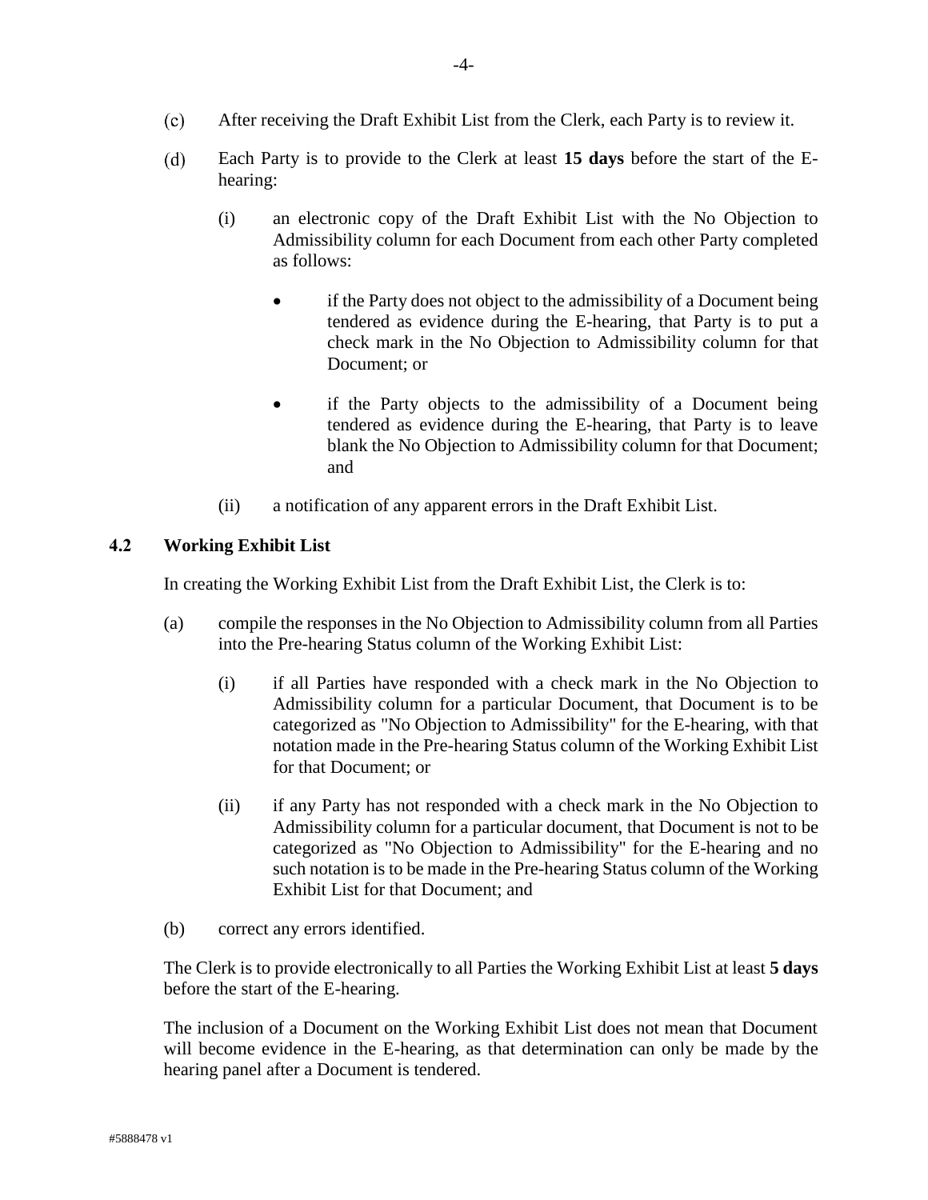(c) After receiving the Draft Exhibit List from the Clerk, each Party is to review it.

(d) Each Party is to provide to the Clerk at least **15 days** before the start of the E-hearing:

  (i) an electronic copy of the Draft Exhibit List with the No Objection to Admissibility column for each Document from each other Party completed as follows:

   - if the Party does not object to the admissibility of a Document being tendered as evidence during the E-hearing, that Party is to put a check mark in the No Objection to Admissibility column for that Document; or

   - if the Party objects to the admissibility of a Document being tendered as evidence during the E-hearing, that Party is to leave blank the No Objection to Admissibility column for that Document; and

  (ii) a notification of any apparent errors in the Draft Exhibit List.

### 4.2 Working Exhibit List

In creating the Working Exhibit List from the Draft Exhibit List, the Clerk is to:

(a) compile the responses in the No Objection to Admissibility column from all Parties into the Pre-hearing Status column of the Working Exhibit List:

  (i) if all Parties have responded with a check mark in the No Objection to Admissibility column for a particular Document, that Document is to be categorized as "No Objection to Admissibility" for the E-hearing, with that notation made in the Pre-hearing Status column of the Working Exhibit List for that Document; or

  (ii) if any Party has not responded with a check mark in the No Objection to Admissibility column for a particular document, that Document is not to be categorized as "No Objection to Admissibility" for the E-hearing and no such notation is to be made in the Pre-hearing Status column of the Working Exhibit List for that Document; and

(b) correct any errors identified.

The Clerk is to provide electronically to all Parties the Working Exhibit List at least **5 days** before the start of the E-hearing.

The inclusion of a Document on the Working Exhibit List does not mean that Document will become evidence in the E-hearing, as that determination can only be made by the hearing panel after a Document is tendered.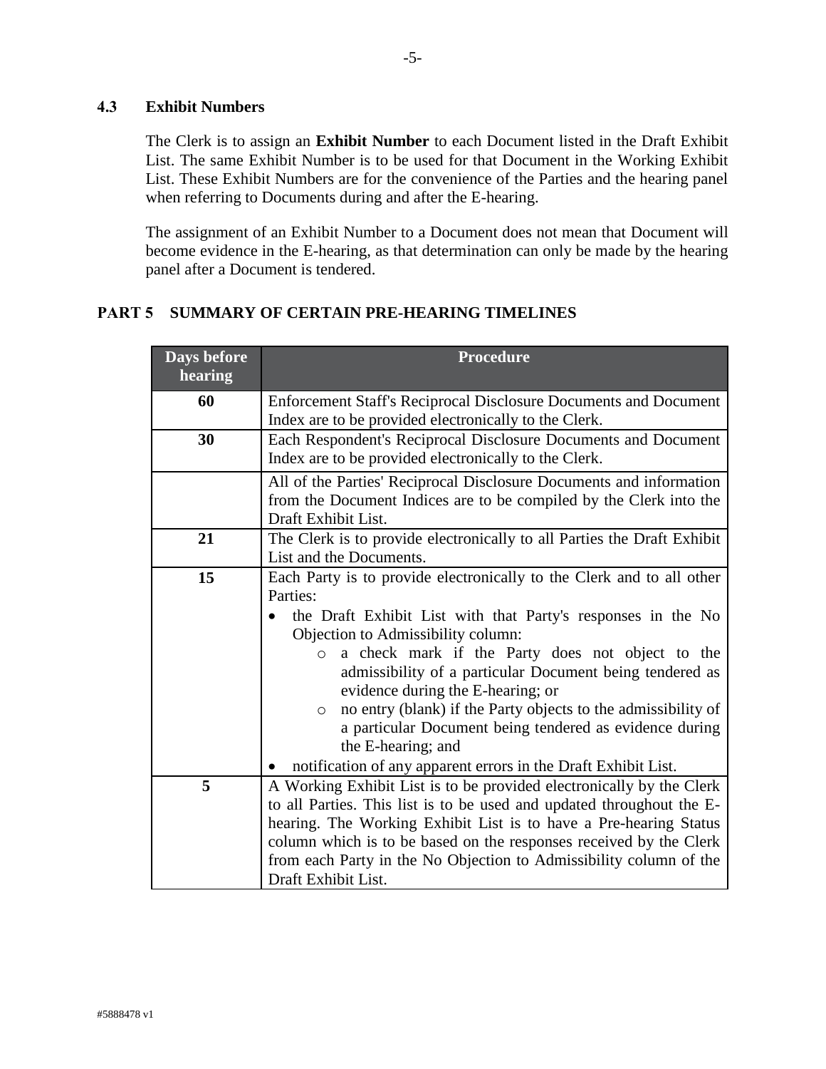### 4.3 Exhibit Numbers

The Clerk is to assign an **Exhibit Number** to each Document listed in the Draft Exhibit List. The same Exhibit Number is to be used for that Document in the Working Exhibit List. These Exhibit Numbers are for the convenience of the Parties and the hearing panel when referring to Documents during and after the E-hearing.

The assignment of an Exhibit Number to a Document does not mean that Document will become evidence in the E-hearing, as that determination can only be made by the hearing panel after a Document is tendered.

## PART 5 SUMMARY OF CERTAIN PRE-HEARING TIMELINES

| Days before hearing | Procedure |
|---|---|
| **60** | Enforcement Staff's Reciprocal Disclosure Documents and Document Index are to be provided electronically to the Clerk. |
| **30** | Each Respondent's Reciprocal Disclosure Documents and Document Index are to be provided electronically to the Clerk. |
| | All of the Parties' Reciprocal Disclosure Documents and information from the Document Indices are to be compiled by the Clerk into the Draft Exhibit List. |
| **21** | The Clerk is to provide electronically to all Parties the Draft Exhibit List and the Documents. |
| **15** | Each Party is to provide electronically to the Clerk and to all other Parties:<br>• the Draft Exhibit List with that Party's responses in the No Objection to Admissibility column:<br>&nbsp;&nbsp;&nbsp;&nbsp;○ a check mark if the Party does not object to the admissibility of a particular Document being tendered as evidence during the E-hearing; or<br>&nbsp;&nbsp;&nbsp;&nbsp;○ no entry (blank) if the Party objects to the admissibility of a particular Document being tendered as evidence during the E-hearing; and<br>• notification of any apparent errors in the Draft Exhibit List. |
| **5** | A Working Exhibit List is to be provided electronically by the Clerk to all Parties. This list is to be used and updated throughout the E-hearing. The Working Exhibit List is to have a Pre-hearing Status column which is to be based on the responses received by the Clerk from each Party in the No Objection to Admissibility column of the Draft Exhibit List. |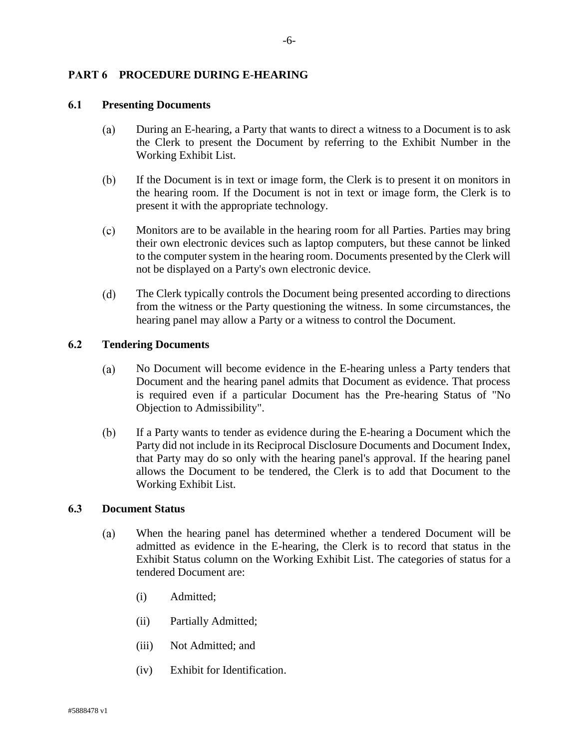## PART 6 PROCEDURE DURING E-HEARING

### 6.1 Presenting Documents

(a) During an E-hearing, a Party that wants to direct a witness to a Document is to ask the Clerk to present the Document by referring to the Exhibit Number in the Working Exhibit List.

(b) If the Document is in text or image form, the Clerk is to present it on monitors in the hearing room. If the Document is not in text or image form, the Clerk is to present it with the appropriate technology.

(c) Monitors are to be available in the hearing room for all Parties. Parties may bring their own electronic devices such as laptop computers, but these cannot be linked to the computer system in the hearing room. Documents presented by the Clerk will not be displayed on a Party's own electronic device.

(d) The Clerk typically controls the Document being presented according to directions from the witness or the Party questioning the witness. In some circumstances, the hearing panel may allow a Party or a witness to control the Document.

### 6.2 Tendering Documents

(a) No Document will become evidence in the E-hearing unless a Party tenders that Document and the hearing panel admits that Document as evidence. That process is required even if a particular Document has the Pre-hearing Status of "No Objection to Admissibility".

(b) If a Party wants to tender as evidence during the E-hearing a Document which the Party did not include in its Reciprocal Disclosure Documents and Document Index, that Party may do so only with the hearing panel's approval. If the hearing panel allows the Document to be tendered, the Clerk is to add that Document to the Working Exhibit List.

### 6.3 Document Status

(a) When the hearing panel has determined whether a tendered Document will be admitted as evidence in the E-hearing, the Clerk is to record that status in the Exhibit Status column on the Working Exhibit List. The categories of status for a tendered Document are:

(i) Admitted;

(ii) Partially Admitted;

(iii) Not Admitted; and

(iv) Exhibit for Identification.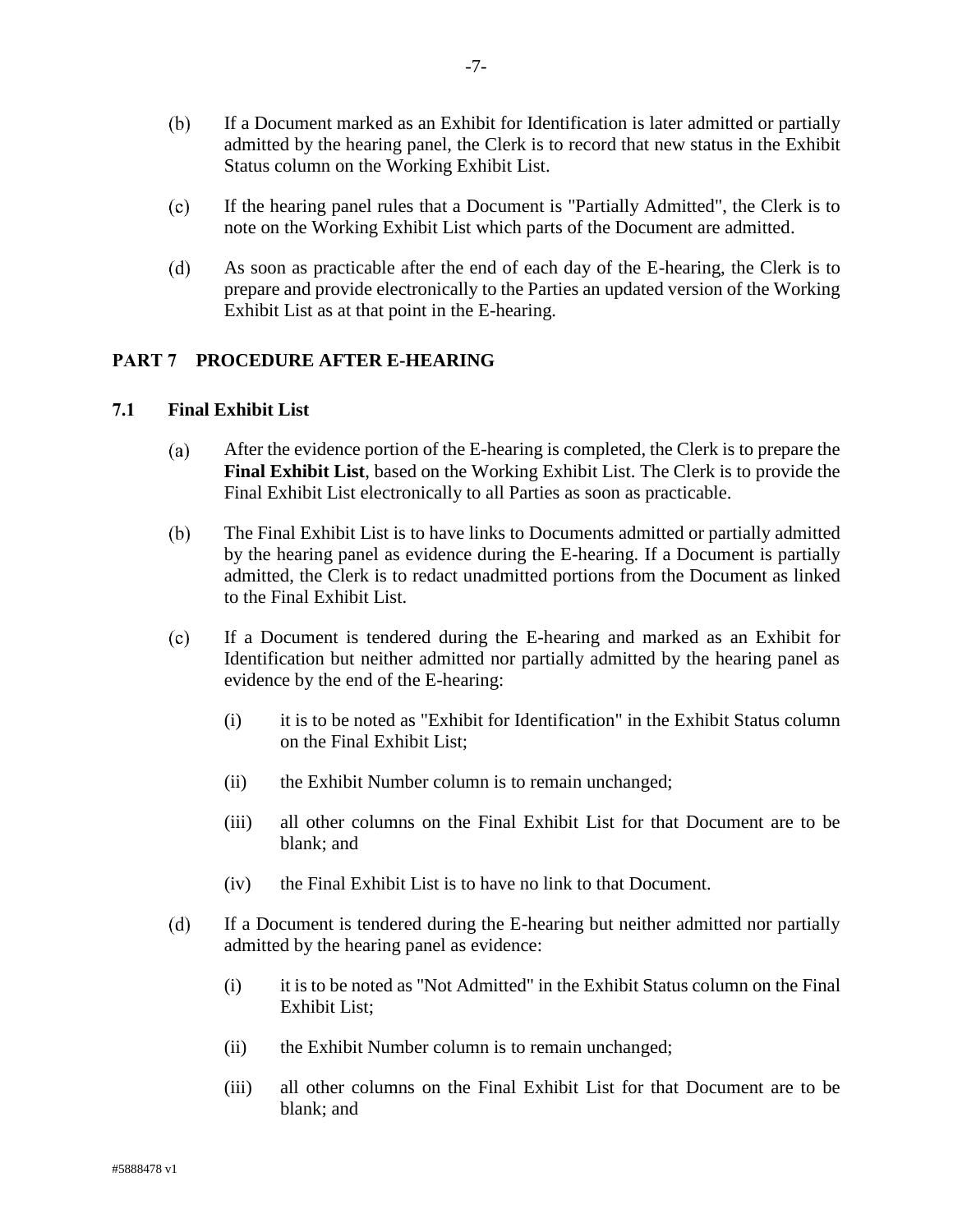(b) If a Document marked as an Exhibit for Identification is later admitted or partially admitted by the hearing panel, the Clerk is to record that new status in the Exhibit Status column on the Working Exhibit List.

(c) If the hearing panel rules that a Document is "Partially Admitted", the Clerk is to note on the Working Exhibit List which parts of the Document are admitted.

(d) As soon as practicable after the end of each day of the E-hearing, the Clerk is to prepare and provide electronically to the Parties an updated version of the Working Exhibit List as at that point in the E-hearing.

## PART 7 PROCEDURE AFTER E-HEARING

### 7.1 Final Exhibit List

(a) After the evidence portion of the E-hearing is completed, the Clerk is to prepare the **Final Exhibit List**, based on the Working Exhibit List. The Clerk is to provide the Final Exhibit List electronically to all Parties as soon as practicable.

(b) The Final Exhibit List is to have links to Documents admitted or partially admitted by the hearing panel as evidence during the E-hearing. If a Document is partially admitted, the Clerk is to redact unadmitted portions from the Document as linked to the Final Exhibit List.

(c) If a Document is tendered during the E-hearing and marked as an Exhibit for Identification but neither admitted nor partially admitted by the hearing panel as evidence by the end of the E-hearing:

- (i) it is to be noted as "Exhibit for Identification" in the Exhibit Status column on the Final Exhibit List;
- (ii) the Exhibit Number column is to remain unchanged;
- (iii) all other columns on the Final Exhibit List for that Document are to be blank; and
- (iv) the Final Exhibit List is to have no link to that Document.

(d) If a Document is tendered during the E-hearing but neither admitted nor partially admitted by the hearing panel as evidence:

- (i) it is to be noted as "Not Admitted" in the Exhibit Status column on the Final Exhibit List;
- (ii) the Exhibit Number column is to remain unchanged;
- (iii) all other columns on the Final Exhibit List for that Document are to be blank; and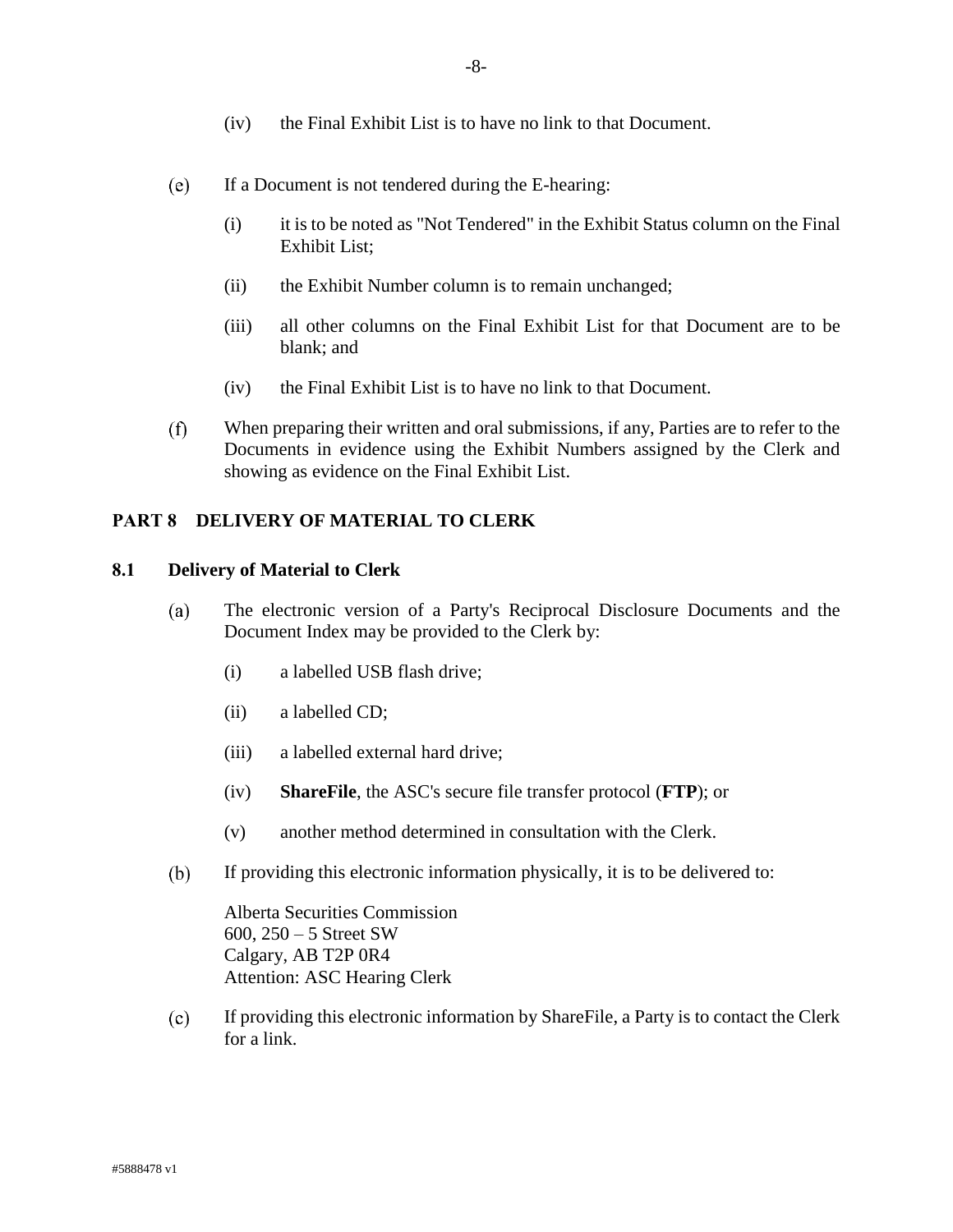(iv) the Final Exhibit List is to have no link to that Document.

(e) If a Document is not tendered during the E-hearing:

(i) it is to be noted as "Not Tendered" in the Exhibit Status column on the Final Exhibit List;

(ii) the Exhibit Number column is to remain unchanged;

(iii) all other columns on the Final Exhibit List for that Document are to be blank; and

(iv) the Final Exhibit List is to have no link to that Document.

(f) When preparing their written and oral submissions, if any, Parties are to refer to the Documents in evidence using the Exhibit Numbers assigned by the Clerk and showing as evidence on the Final Exhibit List.

## PART 8 DELIVERY OF MATERIAL TO CLERK

### 8.1 Delivery of Material to Clerk

(a) The electronic version of a Party's Reciprocal Disclosure Documents and the Document Index may be provided to the Clerk by:

(i) a labelled USB flash drive;

(ii) a labelled CD;

(iii) a labelled external hard drive;

(iv) **ShareFile**, the ASC's secure file transfer protocol (**FTP**); or

(v) another method determined in consultation with the Clerk.

(b) If providing this electronic information physically, it is to be delivered to:

Alberta Securities Commission
600, 250 – 5 Street SW
Calgary, AB T2P 0R4
Attention: ASC Hearing Clerk

(c) If providing this electronic information by ShareFile, a Party is to contact the Clerk for a link.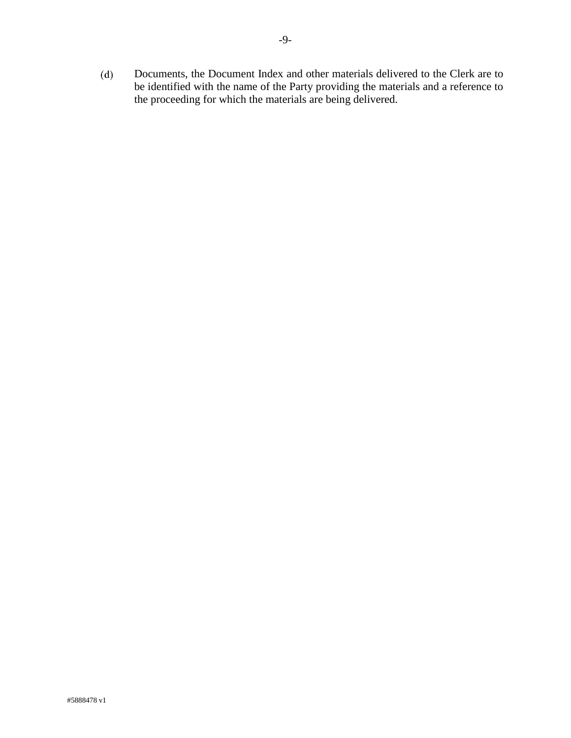(d) Documents, the Document Index and other materials delivered to the Clerk are to be identified with the name of the Party providing the materials and a reference to the proceeding for which the materials are being delivered.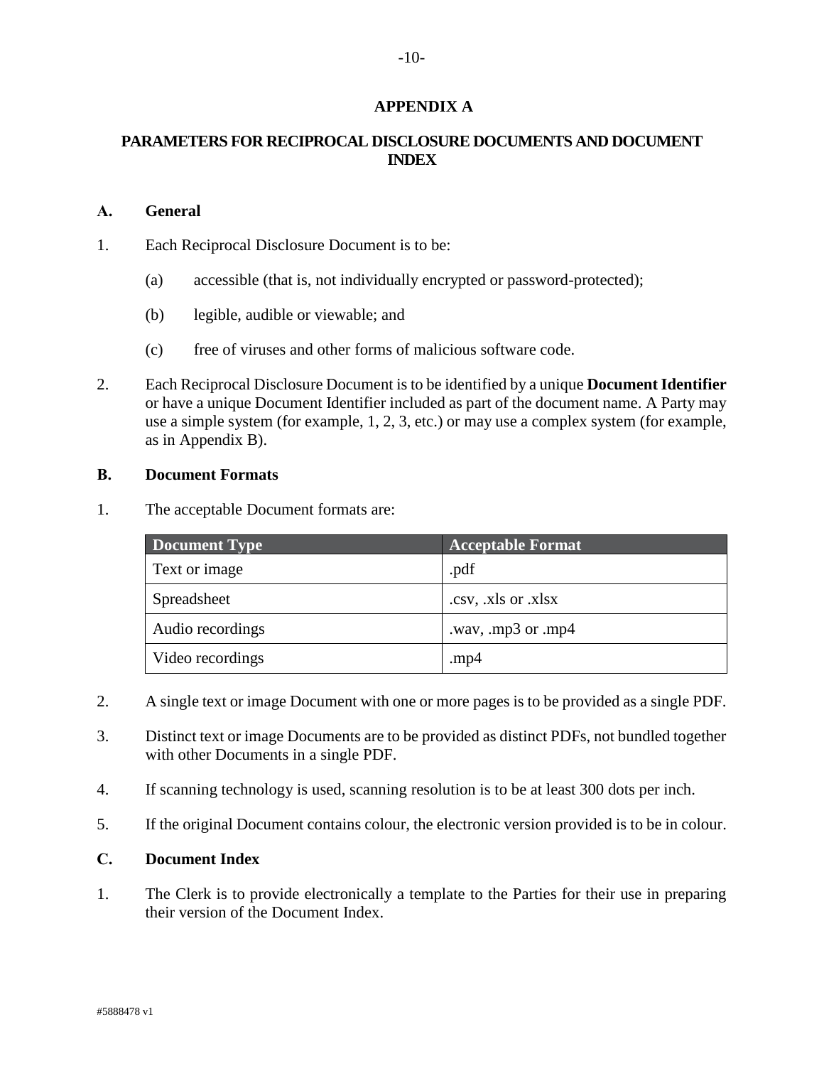## APPENDIX A

## PARAMETERS FOR RECIPROCAL DISCLOSURE DOCUMENTS AND DOCUMENT INDEX

### A. General

1. Each Reciprocal Disclosure Document is to be:

    (a) accessible (that is, not individually encrypted or password-protected);

    (b) legible, audible or viewable; and

    (c) free of viruses and other forms of malicious software code.

2. Each Reciprocal Disclosure Document is to be identified by a unique **Document Identifier** or have a unique Document Identifier included as part of the document name. A Party may use a simple system (for example, 1, 2, 3, etc.) or may use a complex system (for example, as in Appendix B).

### B. Document Formats

1. The acceptable Document formats are:

| Document Type | Acceptable Format |
| --- | --- |
| Text or image | .pdf |
| Spreadsheet | .csv, .xls or .xlsx |
| Audio recordings | .wav, .mp3 or .mp4 |
| Video recordings | .mp4 |

2. A single text or image Document with one or more pages is to be provided as a single PDF.

3. Distinct text or image Documents are to be provided as distinct PDFs, not bundled together with other Documents in a single PDF.

4. If scanning technology is used, scanning resolution is to be at least 300 dots per inch.

5. If the original Document contains colour, the electronic version provided is to be in colour.

### C. Document Index

1. The Clerk is to provide electronically a template to the Parties for their use in preparing their version of the Document Index.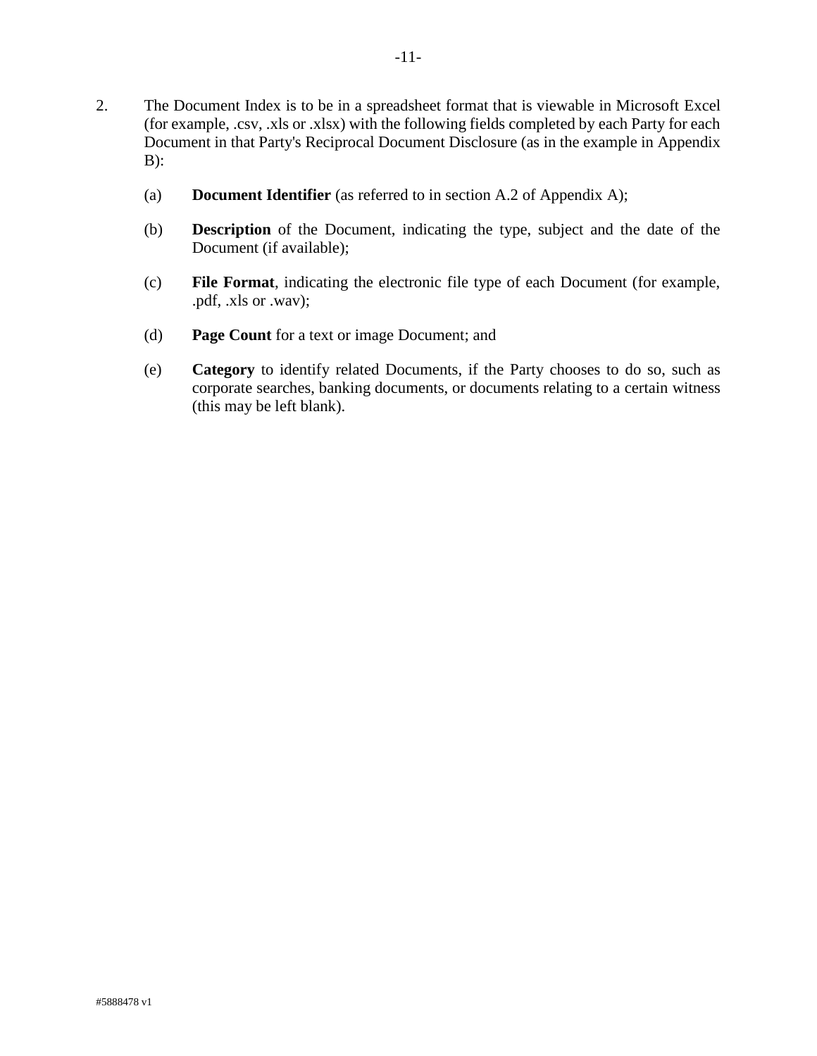2. The Document Index is to be in a spreadsheet format that is viewable in Microsoft Excel (for example, .csv, .xls or .xlsx) with the following fields completed by each Party for each Document in that Party's Reciprocal Document Disclosure (as in the example in Appendix B):

   (a) **Document Identifier** (as referred to in section A.2 of Appendix A);

   (b) **Description** of the Document, indicating the type, subject and the date of the Document (if available);

   (c) **File Format**, indicating the electronic file type of each Document (for example, .pdf, .xls or .wav);

   (d) **Page Count** for a text or image Document; and

   (e) **Category** to identify related Documents, if the Party chooses to do so, such as corporate searches, banking documents, or documents relating to a certain witness (this may be left blank).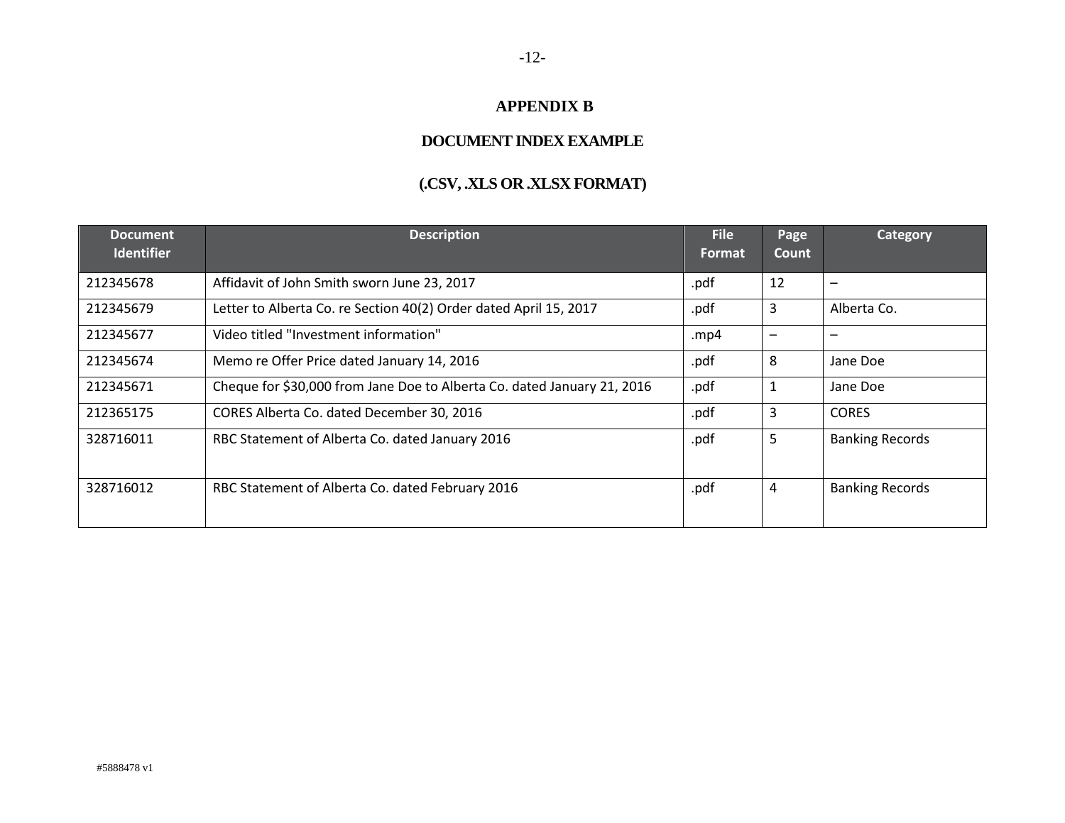## APPENDIX B

## DOCUMENT INDEX EXAMPLE

## (.CSV, .XLS OR .XLSX FORMAT)

| Document Identifier | Description | File Format | Page Count | Category |
|---|---|---|---|---|
| 212345678 | Affidavit of John Smith sworn June 23, 2017 | .pdf | 12 | – |
| 212345679 | Letter to Alberta Co. re Section 40(2) Order dated April 15, 2017 | .pdf | 3 | Alberta Co. |
| 212345677 | Video titled "Investment information" | .mp4 | – | – |
| 212345674 | Memo re Offer Price dated January 14, 2016 | .pdf | 8 | Jane Doe |
| 212345671 | Cheque for $30,000 from Jane Doe to Alberta Co. dated January 21, 2016 | .pdf | 1 | Jane Doe |
| 212365175 | CORES Alberta Co. dated December 30, 2016 | .pdf | 3 | CORES |
| 328716011 | RBC Statement of Alberta Co. dated January 2016 | .pdf | 5 | Banking Records |
| 328716012 | RBC Statement of Alberta Co. dated February 2016 | .pdf | 4 | Banking Records |

#5888478 v1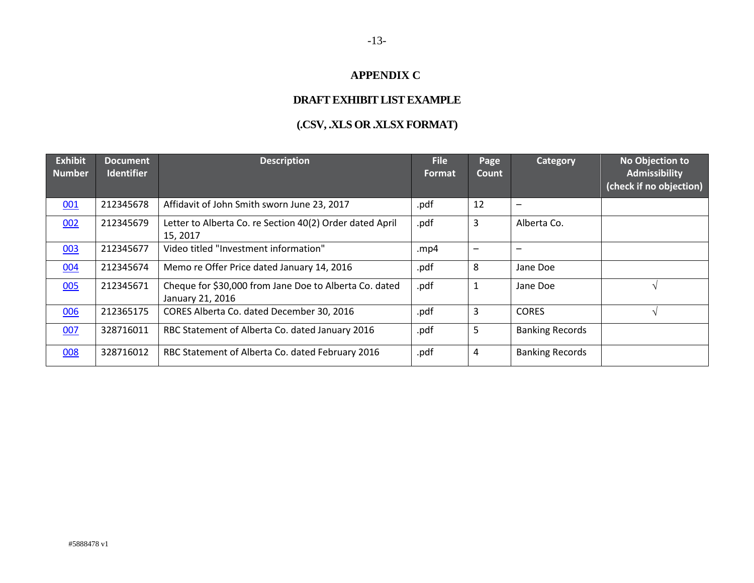## APPENDIX C

## DRAFT EXHIBIT LIST EXAMPLE

## (.CSV, .XLS OR .XLSX FORMAT)

| Exhibit Number | Document Identifier | Description | File Format | Page Count | Category | No Objection to Admissibility (check if no objection) |
|---|---|---|---|---|---|---|
| 001 | 212345678 | Affidavit of John Smith sworn June 23, 2017 | .pdf | 12 | – | |
| 002 | 212345679 | Letter to Alberta Co. re Section 40(2) Order dated April 15, 2017 | .pdf | 3 | Alberta Co. | |
| 003 | 212345677 | Video titled "Investment information" | .mp4 | – | – | |
| 004 | 212345674 | Memo re Offer Price dated January 14, 2016 | .pdf | 8 | Jane Doe | |
| 005 | 212345671 | Cheque for $30,000 from Jane Doe to Alberta Co. dated January 21, 2016 | .pdf | 1 | Jane Doe | √ |
| 006 | 212365175 | CORES Alberta Co. dated December 30, 2016 | .pdf | 3 | CORES | √ |
| 007 | 328716011 | RBC Statement of Alberta Co. dated January 2016 | .pdf | 5 | Banking Records | |
| 008 | 328716012 | RBC Statement of Alberta Co. dated February 2016 | .pdf | 4 | Banking Records | |

#5888478 v1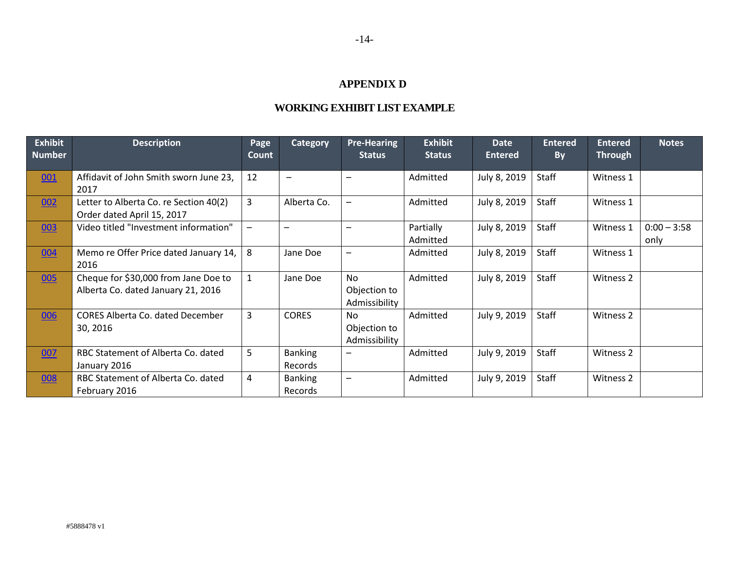# APPENDIX D

## WORKING EXHIBIT LIST EXAMPLE

| Exhibit Number | Description | Page Count | Category | Pre-Hearing Status | Exhibit Status | Date Entered | Entered By | Entered Through | Notes |
|---|---|---|---|---|---|---|---|---|---|
| 001 | Affidavit of John Smith sworn June 23, 2017 | 12 | – | – | Admitted | July 8, 2019 | Staff | Witness 1 | |
| 002 | Letter to Alberta Co. re Section 40(2) Order dated April 15, 2017 | 3 | Alberta Co. | – | Admitted | July 8, 2019 | Staff | Witness 1 | |
| 003 | Video titled "Investment information" | – | – | – | Partially Admitted | July 8, 2019 | Staff | Witness 1 | 0:00 – 3:58 only |
| 004 | Memo re Offer Price dated January 14, 2016 | 8 | Jane Doe | – | Admitted | July 8, 2019 | Staff | Witness 1 | |
| 005 | Cheque for $30,000 from Jane Doe to Alberta Co. dated January 21, 2016 | 1 | Jane Doe | No Objection to Admissibility | Admitted | July 8, 2019 | Staff | Witness 2 | |
| 006 | CORES Alberta Co. dated December 30, 2016 | 3 | CORES | No Objection to Admissibility | Admitted | July 9, 2019 | Staff | Witness 2 | |
| 007 | RBC Statement of Alberta Co. dated January 2016 | 5 | Banking Records | – | Admitted | July 9, 2019 | Staff | Witness 2 | |
| 008 | RBC Statement of Alberta Co. dated February 2016 | 4 | Banking Records | – | Admitted | July 9, 2019 | Staff | Witness 2 | |

#5888478 v1